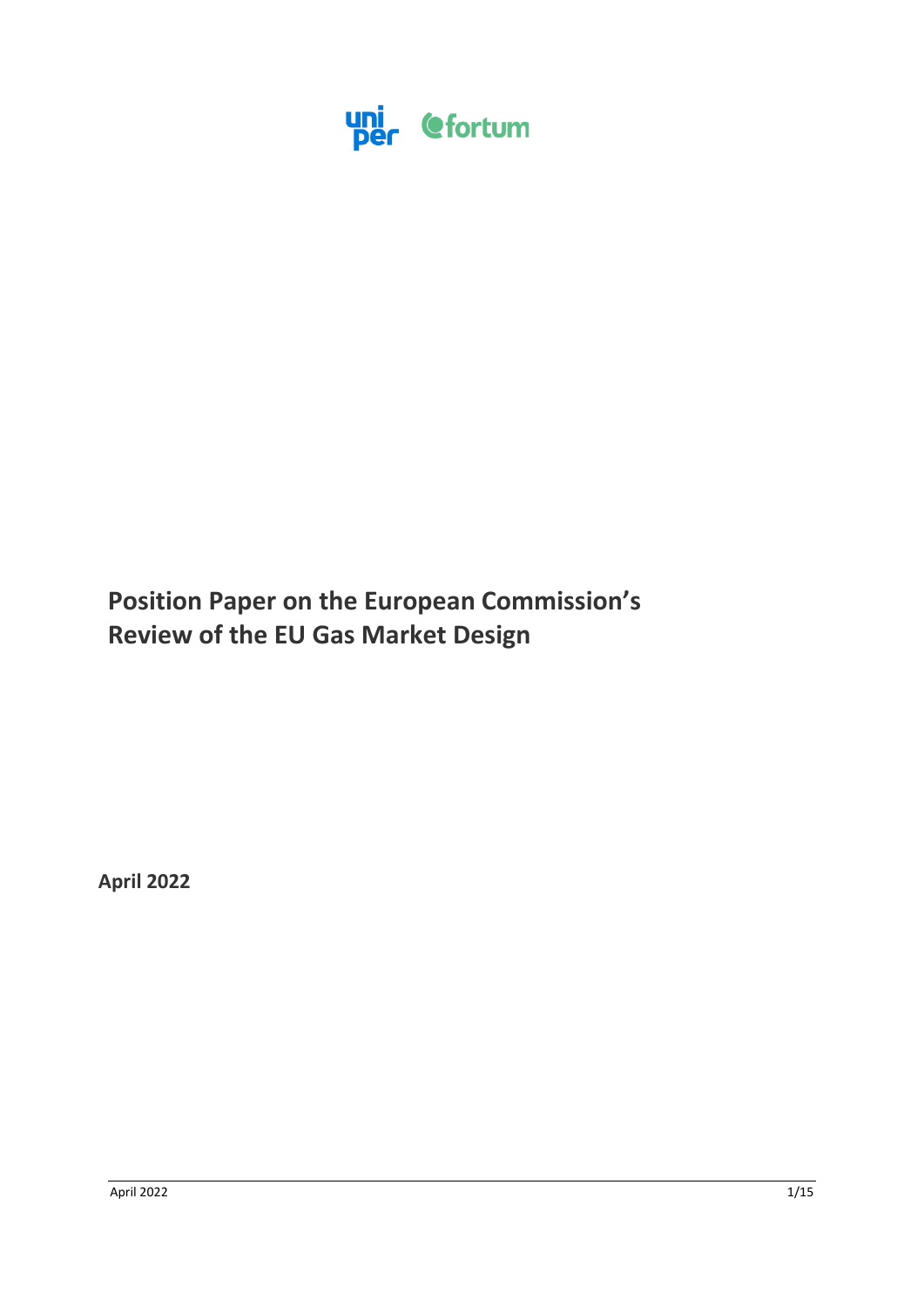uniper fortum

# Position Paper on the European Commission's Review of the EU Gas Market Design

**April 2022**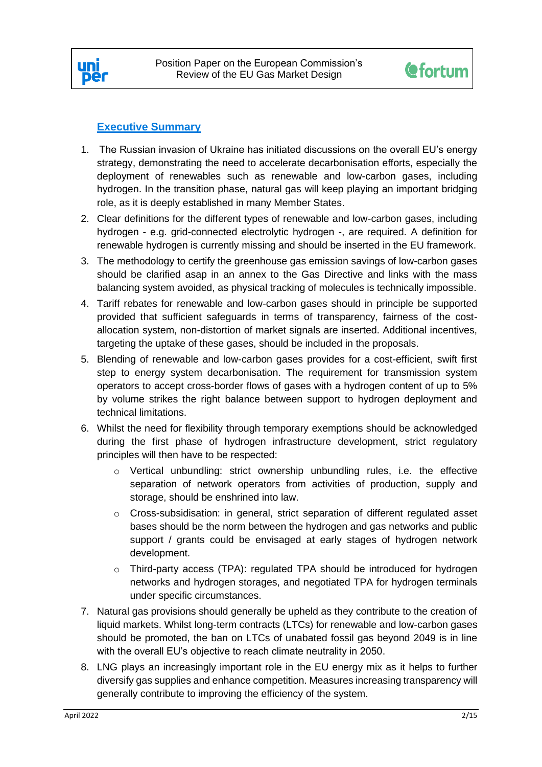## Executive Summary

1. The Russian invasion of Ukraine has initiated discussions on the overall EU's energy strategy, demonstrating the need to accelerate decarbonisation efforts, especially the deployment of renewables such as renewable and low-carbon gases, including hydrogen. In the transition phase, natural gas will keep playing an important bridging role, as it is deeply established in many Member States.
2. Clear definitions for the different types of renewable and low-carbon gases, including hydrogen - e.g. grid-connected electrolytic hydrogen -, are required. A definition for renewable hydrogen is currently missing and should be inserted in the EU framework.
3. The methodology to certify the greenhouse gas emission savings of low-carbon gases should be clarified asap in an annex to the Gas Directive and links with the mass balancing system avoided, as physical tracking of molecules is technically impossible.
4. Tariff rebates for renewable and low-carbon gases should in principle be supported provided that sufficient safeguards in terms of transparency, fairness of the cost-allocation system, non-distortion of market signals are inserted. Additional incentives, targeting the uptake of these gases, should be included in the proposals.
5. Blending of renewable and low-carbon gases provides for a cost-efficient, swift first step to energy system decarbonisation. The requirement for transmission system operators to accept cross-border flows of gases with a hydrogen content of up to 5% by volume strikes the right balance between support to hydrogen deployment and technical limitations.
6. Whilst the need for flexibility through temporary exemptions should be acknowledged during the first phase of hydrogen infrastructure development, strict regulatory principles will then have to be respected:
   - Vertical unbundling: strict ownership unbundling rules, i.e. the effective separation of network operators from activities of production, supply and storage, should be enshrined into law.
   - Cross-subsidisation: in general, strict separation of different regulated asset bases should be the norm between the hydrogen and gas networks and public support / grants could be envisaged at early stages of hydrogen network development.
   - Third-party access (TPA): regulated TPA should be introduced for hydrogen networks and hydrogen storages, and negotiated TPA for hydrogen terminals under specific circumstances.
7. Natural gas provisions should generally be upheld as they contribute to the creation of liquid markets. Whilst long-term contracts (LTCs) for renewable and low-carbon gases should be promoted, the ban on LTCs of unabated fossil gas beyond 2049 is in line with the overall EU's objective to reach climate neutrality in 2050.
8. LNG plays an increasingly important role in the EU energy mix as it helps to further diversify gas supplies and enhance competition. Measures increasing transparency will generally contribute to improving the efficiency of the system.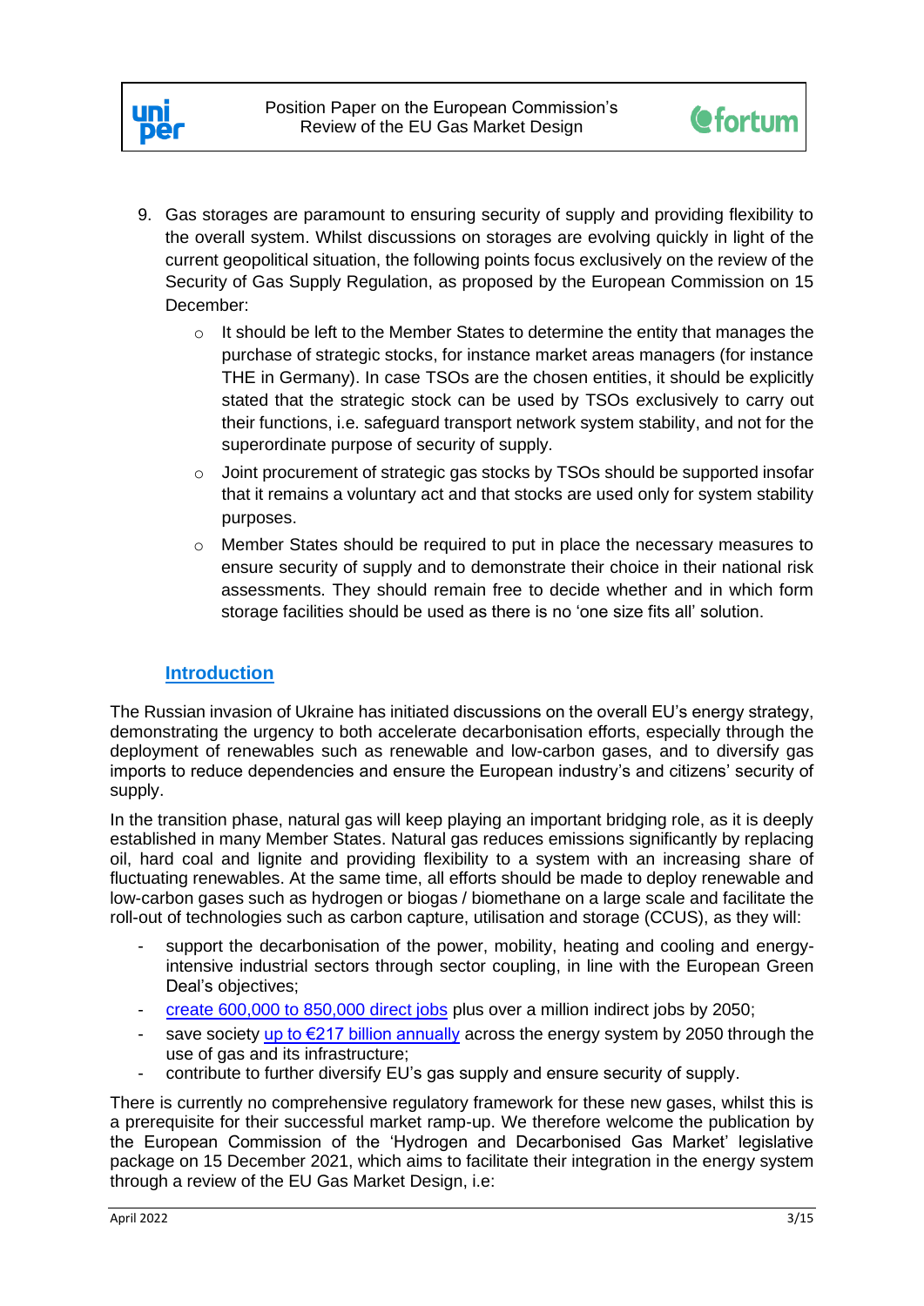9. Gas storages are paramount to ensuring security of supply and providing flexibility to the overall system. Whilst discussions on storages are evolving quickly in light of the current geopolitical situation, the following points focus exclusively on the review of the Security of Gas Supply Regulation, as proposed by the European Commission on 15 December:
   - It should be left to the Member States to determine the entity that manages the purchase of strategic stocks, for instance market areas managers (for instance THE in Germany). In case TSOs are the chosen entities, it should be explicitly stated that the strategic stock can be used by TSOs exclusively to carry out their functions, i.e. safeguard transport network system stability, and not for the superordinate purpose of security of supply.
   - Joint procurement of strategic gas stocks by TSOs should be supported insofar that it remains a voluntary act and that stocks are used only for system stability purposes.
   - Member States should be required to put in place the necessary measures to ensure security of supply and to demonstrate their choice in their national risk assessments. They should remain free to decide whether and in which form storage facilities should be used as there is no 'one size fits all' solution.

## Introduction

The Russian invasion of Ukraine has initiated discussions on the overall EU's energy strategy, demonstrating the urgency to both accelerate decarbonisation efforts, especially through the deployment of renewables such as renewable and low-carbon gases, and to diversify gas imports to reduce dependencies and ensure the European industry's and citizens' security of supply.

In the transition phase, natural gas will keep playing an important bridging role, as it is deeply established in many Member States. Natural gas reduces emissions significantly by replacing oil, hard coal and lignite and providing flexibility to a system with an increasing share of fluctuating renewables. At the same time, all efforts should be made to deploy renewable and low-carbon gases such as hydrogen or biogas / biomethane on a large scale and facilitate the roll-out of technologies such as carbon capture, utilisation and storage (CCUS), as they will:

- support the decarbonisation of the power, mobility, heating and cooling and energy-intensive industrial sectors through sector coupling, in line with the European Green Deal's objectives;
- create 600,000 to 850,000 direct jobs plus over a million indirect jobs by 2050;
- save society up to €217 billion annually across the energy system by 2050 through the use of gas and its infrastructure;
- contribute to further diversify EU's gas supply and ensure security of supply.

There is currently no comprehensive regulatory framework for these new gases, whilst this is a prerequisite for their successful market ramp-up. We therefore welcome the publication by the European Commission of the 'Hydrogen and Decarbonised Gas Market' legislative package on 15 December 2021, which aims to facilitate their integration in the energy system through a review of the EU Gas Market Design, i.e: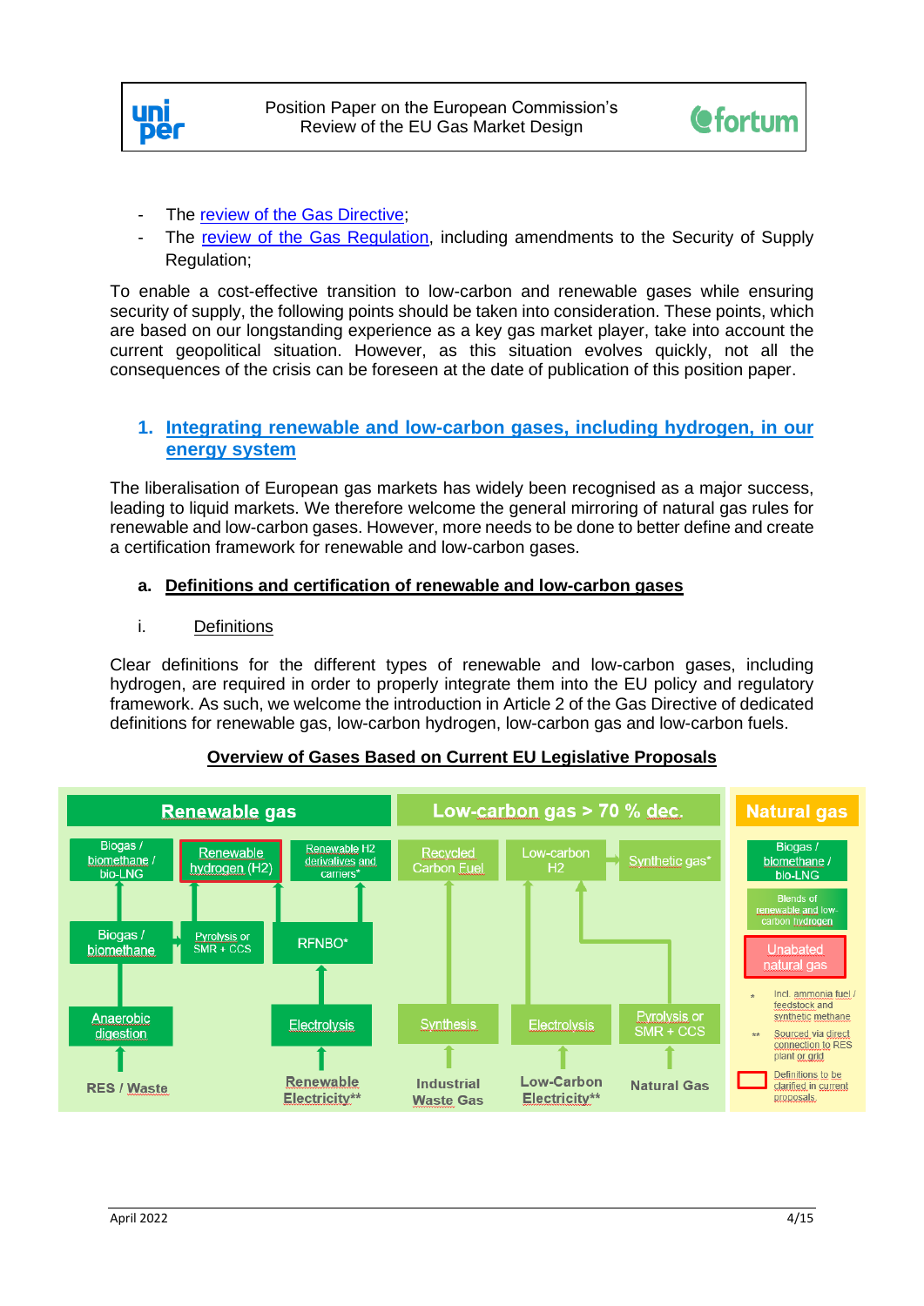- The review of the Gas Directive;
- The review of the Gas Regulation, including amendments to the Security of Supply Regulation;

To enable a cost-effective transition to low-carbon and renewable gases while ensuring security of supply, the following points should be taken into consideration. These points, which are based on our longstanding experience as a key gas market player, take into account the current geopolitical situation. However, as this situation evolves quickly, not all the consequences of the crisis can be foreseen at the date of publication of this position paper.

## 1. Integrating renewable and low-carbon gases, including hydrogen, in our energy system

The liberalisation of European gas markets has widely been recognised as a major success, leading to liquid markets. We therefore welcome the general mirroring of natural gas rules for renewable and low-carbon gases. However, more needs to be done to better define and create a certification framework for renewable and low-carbon gases.

### a. Definitions and certification of renewable and low-carbon gases

#### i. Definitions

Clear definitions for the different types of renewable and low-carbon gases, including hydrogen, are required in order to properly integrate them into the EU policy and regulatory framework. As such, we welcome the introduction in Article 2 of the Gas Directive of dedicated definitions for renewable gas, low-carbon hydrogen, low-carbon gas and low-carbon fuels.

**Overview of Gases Based on Current EU Legislative Proposals**

**Renewable gas**
- RES / Waste → Anaerobic digestion → Biogas / biomethane → Biogas / biomethane / bio-LNG
- Biogas / biomethane → Pyrolysis or SMR + CCS → Renewable hydrogen (H2)
- Renewable Electricity** → Electrolysis → RFNBO* → Renewable hydrogen (H2); Renewable H2 derivatives and carriers*

**Low-carbon gas > 70 % dec.**
- Industrial Waste Gas → Synthesis → Recycled Carbon Fuel
- Low-Carbon Electricity** → Electrolysis → Low-carbon H2
- Natural Gas → Pyrolysis or SMR + CCS → Low-carbon H2; Synthetic gas*

**Natural gas**
- Biogas / biomethane / bio-LNG
- Blends of renewable and low-carbon hydrogen
- Unabated natural gas

\* Incl. ammonia fuel / feedstock and synthetic methane

\** Sourced via direct connection to RES plant or grid

(Red box) Definitions to be clarified in current proposals.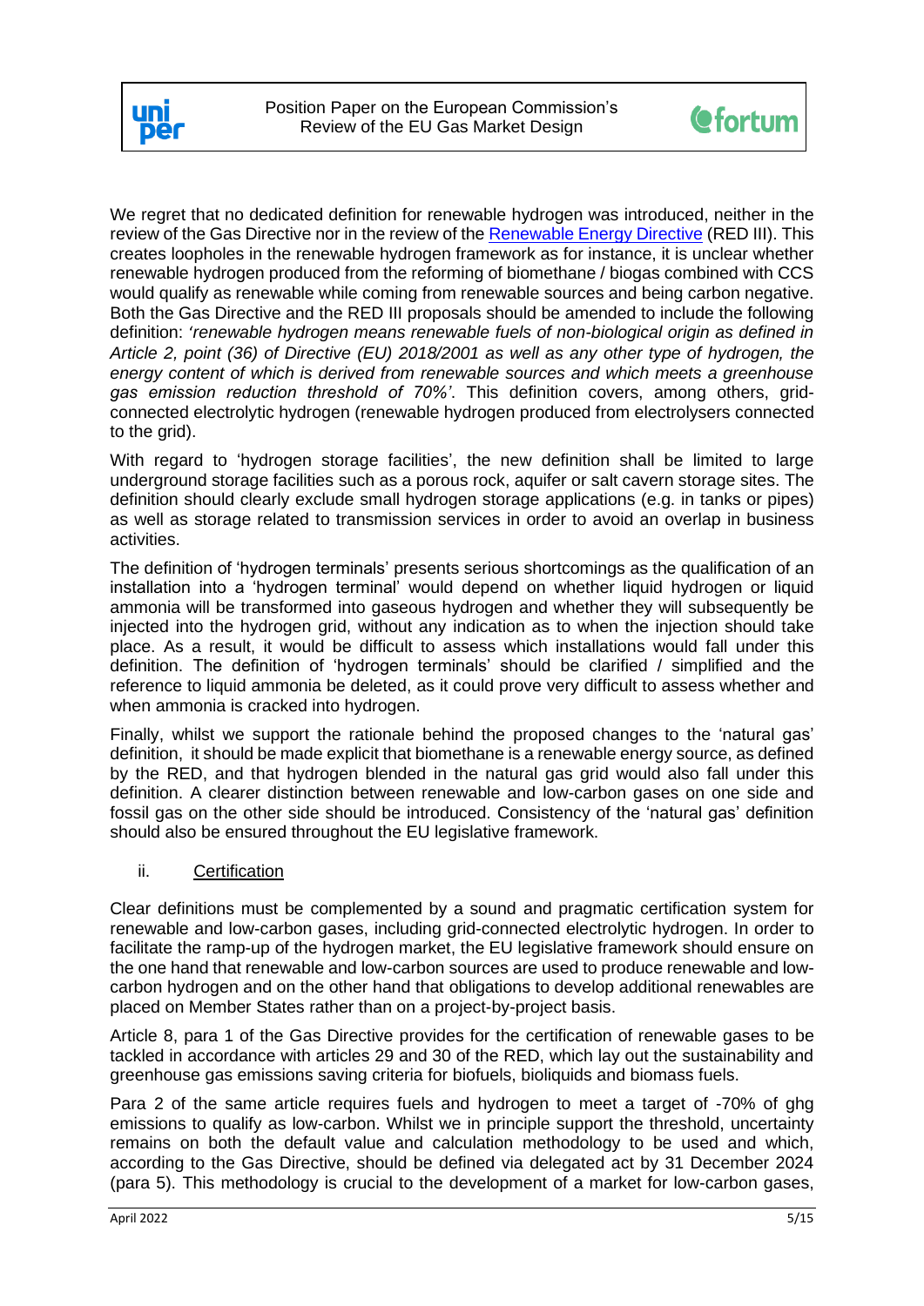We regret that no dedicated definition for renewable hydrogen was introduced, neither in the review of the Gas Directive nor in the review of the [Renewable Energy Directive](#) (RED III). This creates loopholes in the renewable hydrogen framework as for instance, it is unclear whether renewable hydrogen produced from the reforming of biomethane / biogas combined with CCS would qualify as renewable while coming from renewable sources and being carbon negative. Both the Gas Directive and the RED III proposals should be amended to include the following definition: *'renewable hydrogen means renewable fuels of non-biological origin as defined in Article 2, point (36) of Directive (EU) 2018/2001 as well as any other type of hydrogen, the energy content of which is derived from renewable sources and which meets a greenhouse gas emission reduction threshold of 70%'*. This definition covers, among others, grid-connected electrolytic hydrogen (renewable hydrogen produced from electrolysers connected to the grid).

With regard to 'hydrogen storage facilities', the new definition shall be limited to large underground storage facilities such as a porous rock, aquifer or salt cavern storage sites. The definition should clearly exclude small hydrogen storage applications (e.g. in tanks or pipes) as well as storage related to transmission services in order to avoid an overlap in business activities.

The definition of 'hydrogen terminals' presents serious shortcomings as the qualification of an installation into a 'hydrogen terminal' would depend on whether liquid hydrogen or liquid ammonia will be transformed into gaseous hydrogen and whether they will subsequently be injected into the hydrogen grid, without any indication as to when the injection should take place. As a result, it would be difficult to assess which installations would fall under this definition. The definition of 'hydrogen terminals' should be clarified / simplified and the reference to liquid ammonia be deleted, as it could prove very difficult to assess whether and when ammonia is cracked into hydrogen.

Finally, whilst we support the rationale behind the proposed changes to the 'natural gas' definition, it should be made explicit that biomethane is a renewable energy source, as defined by the RED, and that hydrogen blended in the natural gas grid would also fall under this definition. A clearer distinction between renewable and low-carbon gases on one side and fossil gas on the other side should be introduced. Consistency of the 'natural gas' definition should also be ensured throughout the EU legislative framework.

### ii. Certification

Clear definitions must be complemented by a sound and pragmatic certification system for renewable and low-carbon gases, including grid-connected electrolytic hydrogen. In order to facilitate the ramp-up of the hydrogen market, the EU legislative framework should ensure on the one hand that renewable and low-carbon sources are used to produce renewable and low-carbon hydrogen and on the other hand that obligations to develop additional renewables are placed on Member States rather than on a project-by-project basis.

Article 8, para 1 of the Gas Directive provides for the certification of renewable gases to be tackled in accordance with articles 29 and 30 of the RED, which lay out the sustainability and greenhouse gas emissions saving criteria for biofuels, bioliquids and biomass fuels.

Para 2 of the same article requires fuels and hydrogen to meet a target of -70% of ghg emissions to qualify as low-carbon. Whilst we in principle support the threshold, uncertainty remains on both the default value and calculation methodology to be used and which, according to the Gas Directive, should be defined via delegated act by 31 December 2024 (para 5). This methodology is crucial to the development of a market for low-carbon gases,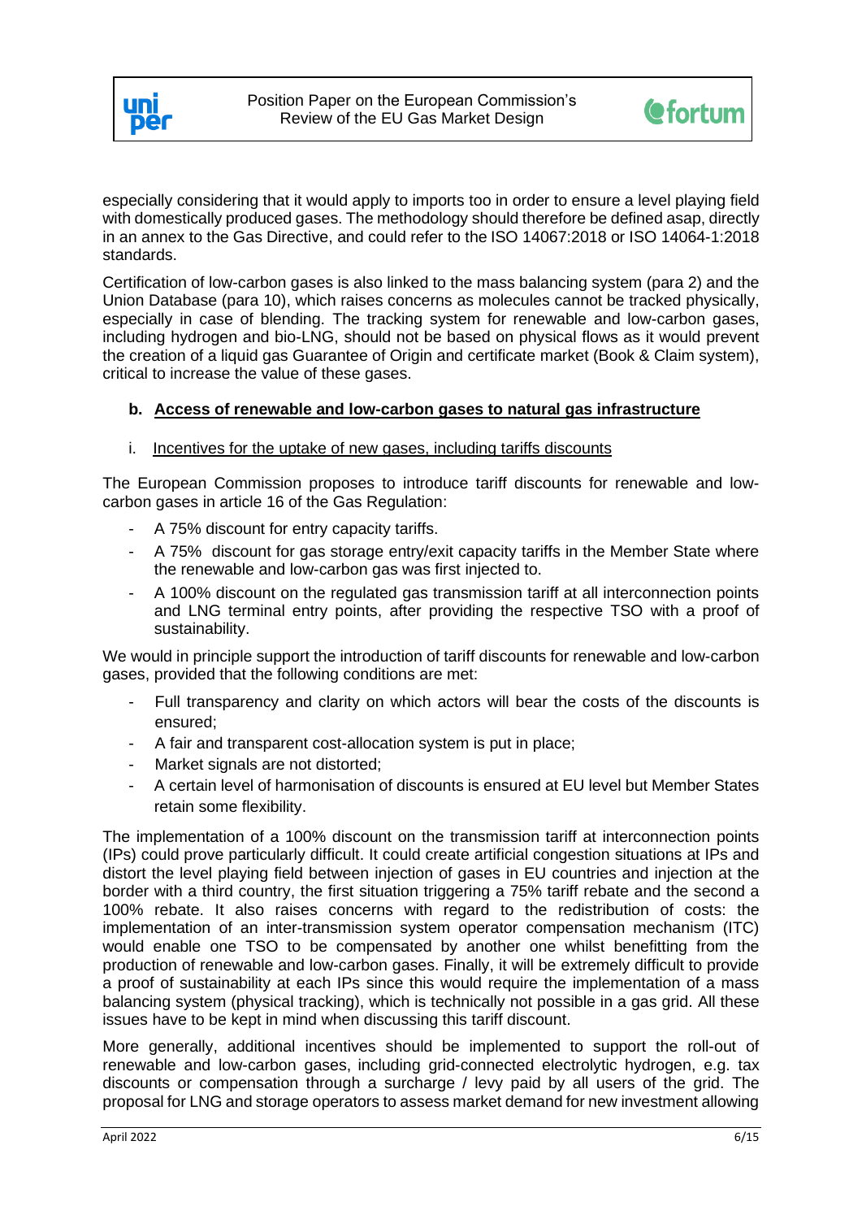especially considering that it would apply to imports too in order to ensure a level playing field with domestically produced gases. The methodology should therefore be defined asap, directly in an annex to the Gas Directive, and could refer to the ISO 14067:2018 or ISO 14064-1:2018 standards.

Certification of low-carbon gases is also linked to the mass balancing system (para 2) and the Union Database (para 10), which raises concerns as molecules cannot be tracked physically, especially in case of blending. The tracking system for renewable and low-carbon gases, including hydrogen and bio-LNG, should not be based on physical flows as it would prevent the creation of a liquid gas Guarantee of Origin and certificate market (Book & Claim system), critical to increase the value of these gases.

### b. Access of renewable and low-carbon gases to natural gas infrastructure

#### i. Incentives for the uptake of new gases, including tariffs discounts

The European Commission proposes to introduce tariff discounts for renewable and low-carbon gases in article 16 of the Gas Regulation:

- A 75% discount for entry capacity tariffs.
- A 75% discount for gas storage entry/exit capacity tariffs in the Member State where the renewable and low-carbon gas was first injected to.
- A 100% discount on the regulated gas transmission tariff at all interconnection points and LNG terminal entry points, after providing the respective TSO with a proof of sustainability.

We would in principle support the introduction of tariff discounts for renewable and low-carbon gases, provided that the following conditions are met:

- Full transparency and clarity on which actors will bear the costs of the discounts is ensured;
- A fair and transparent cost-allocation system is put in place;
- Market signals are not distorted;
- A certain level of harmonisation of discounts is ensured at EU level but Member States retain some flexibility.

The implementation of a 100% discount on the transmission tariff at interconnection points (IPs) could prove particularly difficult. It could create artificial congestion situations at IPs and distort the level playing field between injection of gases in EU countries and injection at the border with a third country, the first situation triggering a 75% tariff rebate and the second a 100% rebate. It also raises concerns with regard to the redistribution of costs: the implementation of an inter-transmission system operator compensation mechanism (ITC) would enable one TSO to be compensated by another one whilst benefitting from the production of renewable and low-carbon gases. Finally, it will be extremely difficult to provide a proof of sustainability at each IPs since this would require the implementation of a mass balancing system (physical tracking), which is technically not possible in a gas grid. All these issues have to be kept in mind when discussing this tariff discount.

More generally, additional incentives should be implemented to support the roll-out of renewable and low-carbon gases, including grid-connected electrolytic hydrogen, e.g. tax discounts or compensation through a surcharge / levy paid by all users of the grid. The proposal for LNG and storage operators to assess market demand for new investment allowing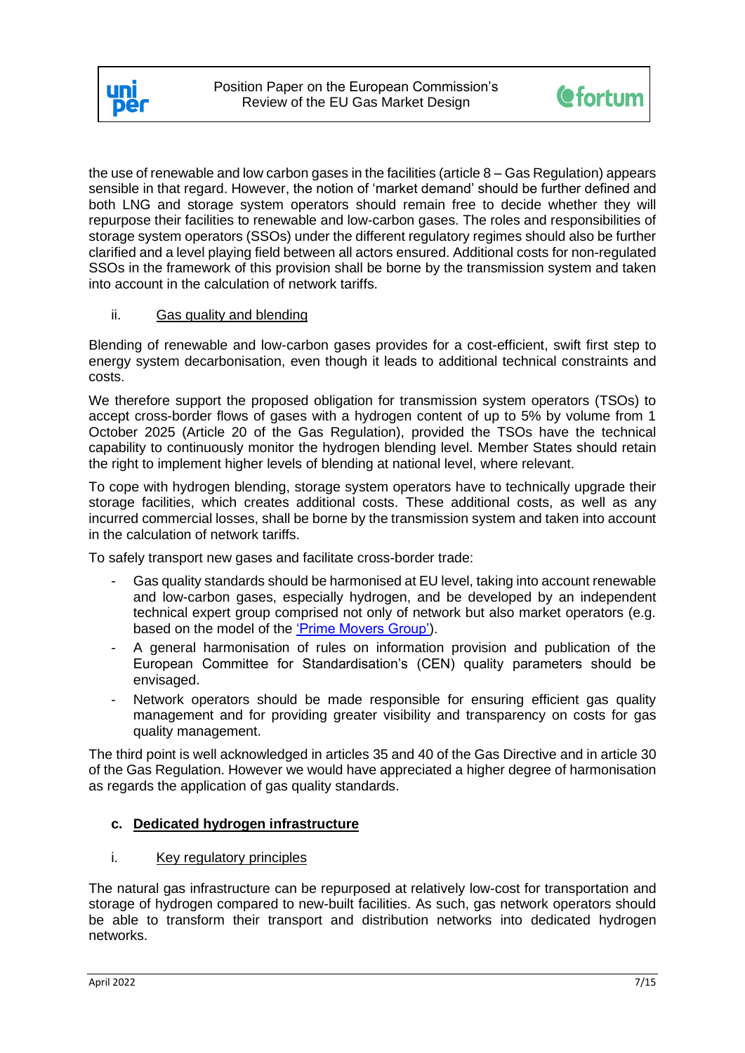the use of renewable and low carbon gases in the facilities (article 8 – Gas Regulation) appears sensible in that regard. However, the notion of 'market demand' should be further defined and both LNG and storage system operators should remain free to decide whether they will repurpose their facilities to renewable and low-carbon gases. The roles and responsibilities of storage system operators (SSOs) under the different regulatory regimes should also be further clarified and a level playing field between all actors ensured. Additional costs for non-regulated SSOs in the framework of this provision shall be borne by the transmission system and taken into account in the calculation of network tariffs.

#### ii. Gas quality and blending

Blending of renewable and low-carbon gases provides for a cost-efficient, swift first step to energy system decarbonisation, even though it leads to additional technical constraints and costs.

We therefore support the proposed obligation for transmission system operators (TSOs) to accept cross-border flows of gases with a hydrogen content of up to 5% by volume from 1 October 2025 (Article 20 of the Gas Regulation), provided the TSOs have the technical capability to continuously monitor the hydrogen blending level. Member States should retain the right to implement higher levels of blending at national level, where relevant.

To cope with hydrogen blending, storage system operators have to technically upgrade their storage facilities, which creates additional costs. These additional costs, as well as any incurred commercial losses, shall be borne by the transmission system and taken into account in the calculation of network tariffs.

To safely transport new gases and facilitate cross-border trade:

- Gas quality standards should be harmonised at EU level, taking into account renewable and low-carbon gases, especially hydrogen, and be developed by an independent technical expert group comprised not only of network but also market operators (e.g. based on the model of the 'Prime Movers Group').
- A general harmonisation of rules on information provision and publication of the European Committee for Standardisation's (CEN) quality parameters should be envisaged.
- Network operators should be made responsible for ensuring efficient gas quality management and for providing greater visibility and transparency on costs for gas quality management.

The third point is well acknowledged in articles 35 and 40 of the Gas Directive and in article 30 of the Gas Regulation. However we would have appreciated a higher degree of harmonisation as regards the application of gas quality standards.

### c. Dedicated hydrogen infrastructure

#### i. Key regulatory principles

The natural gas infrastructure can be repurposed at relatively low-cost for transportation and storage of hydrogen compared to new-built facilities. As such, gas network operators should be able to transform their transport and distribution networks into dedicated hydrogen networks.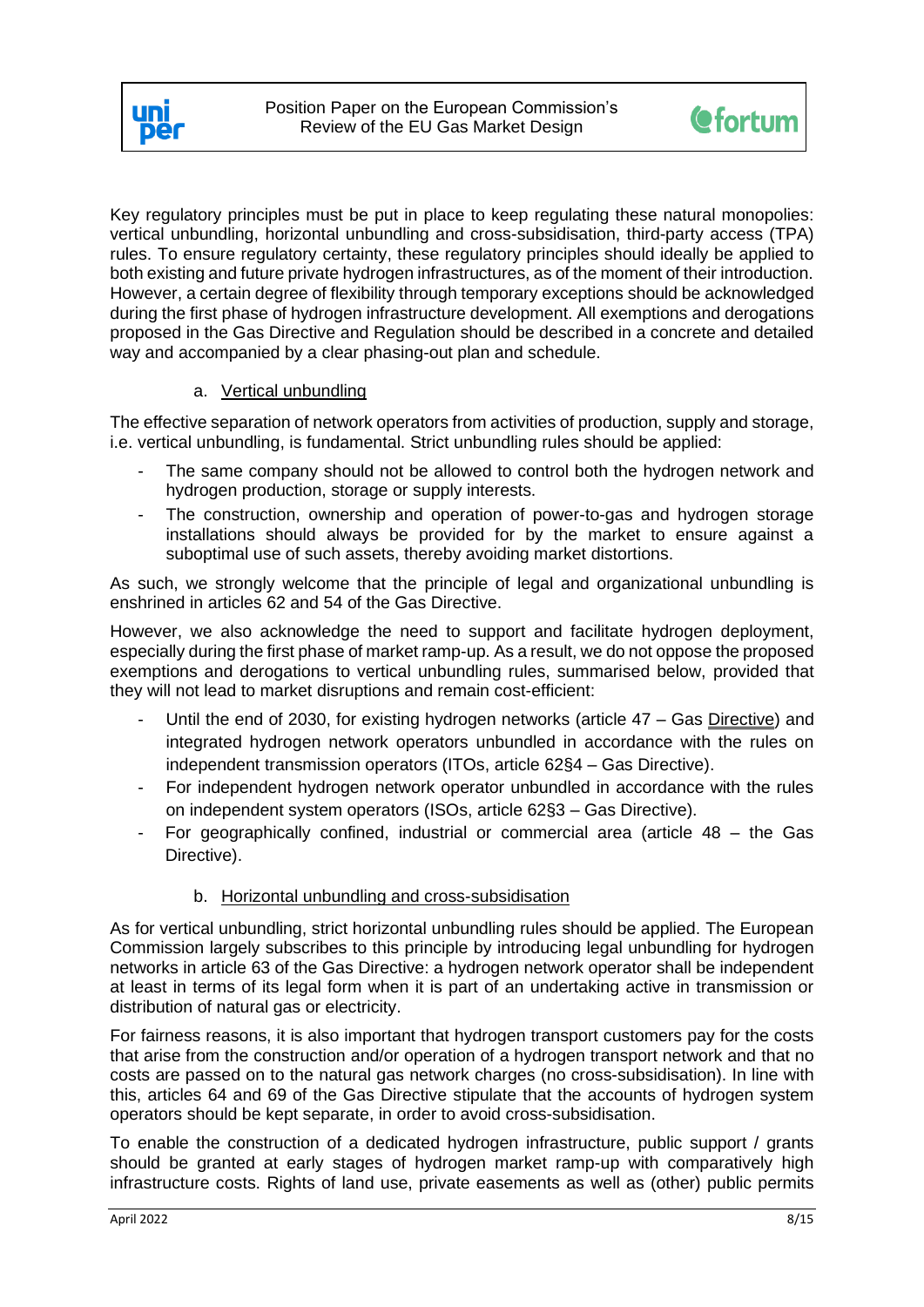Key regulatory principles must be put in place to keep regulating these natural monopolies: vertical unbundling, horizontal unbundling and cross-subsidisation, third-party access (TPA) rules. To ensure regulatory certainty, these regulatory principles should ideally be applied to both existing and future private hydrogen infrastructures, as of the moment of their introduction. However, a certain degree of flexibility through temporary exceptions should be acknowledged during the first phase of hydrogen infrastructure development. All exemptions and derogations proposed in the Gas Directive and Regulation should be described in a concrete and detailed way and accompanied by a clear phasing-out plan and schedule.

a. <u>Vertical unbundling</u>

The effective separation of network operators from activities of production, supply and storage, i.e. vertical unbundling, is fundamental. Strict unbundling rules should be applied:

- The same company should not be allowed to control both the hydrogen network and hydrogen production, storage or supply interests.
- The construction, ownership and operation of power-to-gas and hydrogen storage installations should always be provided for by the market to ensure against a suboptimal use of such assets, thereby avoiding market distortions.

As such, we strongly welcome that the principle of legal and organizational unbundling is enshrined in articles 62 and 54 of the Gas Directive.

However, we also acknowledge the need to support and facilitate hydrogen deployment, especially during the first phase of market ramp-up. As a result, we do not oppose the proposed exemptions and derogations to vertical unbundling rules, summarised below, provided that they will not lead to market disruptions and remain cost-efficient:

- Until the end of 2030, for existing hydrogen networks (article 47 – Gas <u>Directive</u>) and integrated hydrogen network operators unbundled in accordance with the rules on independent transmission operators (ITOs, article 62§4 – Gas Directive).
- For independent hydrogen network operator unbundled in accordance with the rules on independent system operators (ISOs, article 62§3 – Gas Directive).
- For geographically confined, industrial or commercial area (article 48 – the Gas Directive).

b. <u>Horizontal unbundling and cross-subsidisation</u>

As for vertical unbundling, strict horizontal unbundling rules should be applied. The European Commission largely subscribes to this principle by introducing legal unbundling for hydrogen networks in article 63 of the Gas Directive: a hydrogen network operator shall be independent at least in terms of its legal form when it is part of an undertaking active in transmission or distribution of natural gas or electricity.

For fairness reasons, it is also important that hydrogen transport customers pay for the costs that arise from the construction and/or operation of a hydrogen transport network and that no costs are passed on to the natural gas network charges (no cross-subsidisation). In line with this, articles 64 and 69 of the Gas Directive stipulate that the accounts of hydrogen system operators should be kept separate, in order to avoid cross-subsidisation.

To enable the construction of a dedicated hydrogen infrastructure, public support / grants should be granted at early stages of hydrogen market ramp-up with comparatively high infrastructure costs. Rights of land use, private easements as well as (other) public permits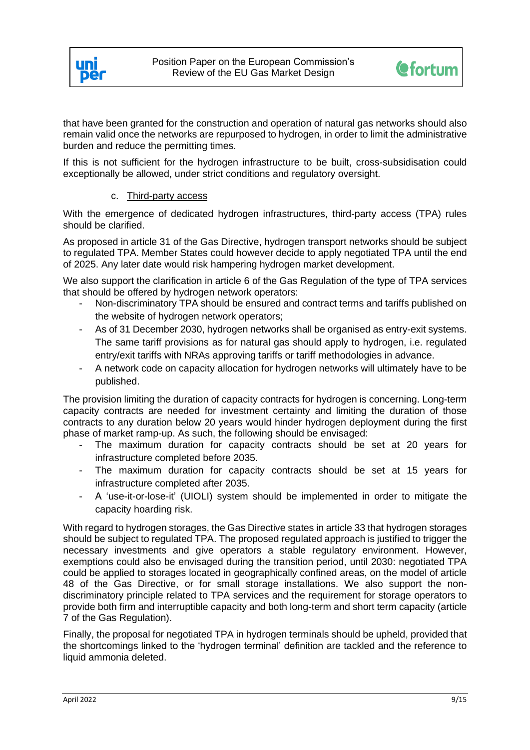that have been granted for the construction and operation of natural gas networks should also remain valid once the networks are repurposed to hydrogen, in order to limit the administrative burden and reduce the permitting times.

If this is not sufficient for the hydrogen infrastructure to be built, cross-subsidisation could exceptionally be allowed, under strict conditions and regulatory oversight.

c. Third-party access

With the emergence of dedicated hydrogen infrastructures, third-party access (TPA) rules should be clarified.

As proposed in article 31 of the Gas Directive, hydrogen transport networks should be subject to regulated TPA. Member States could however decide to apply negotiated TPA until the end of 2025. Any later date would risk hampering hydrogen market development.

We also support the clarification in article 6 of the Gas Regulation of the type of TPA services that should be offered by hydrogen network operators:

- Non-discriminatory TPA should be ensured and contract terms and tariffs published on the website of hydrogen network operators;
- As of 31 December 2030, hydrogen networks shall be organised as entry-exit systems. The same tariff provisions as for natural gas should apply to hydrogen, i.e. regulated entry/exit tariffs with NRAs approving tariffs or tariff methodologies in advance.
- A network code on capacity allocation for hydrogen networks will ultimately have to be published.

The provision limiting the duration of capacity contracts for hydrogen is concerning. Long-term capacity contracts are needed for investment certainty and limiting the duration of those contracts to any duration below 20 years would hinder hydrogen deployment during the first phase of market ramp-up. As such, the following should be envisaged:

- The maximum duration for capacity contracts should be set at 20 years for infrastructure completed before 2035.
- The maximum duration for capacity contracts should be set at 15 years for infrastructure completed after 2035.
- A 'use-it-or-lose-it' (UIOLI) system should be implemented in order to mitigate the capacity hoarding risk.

With regard to hydrogen storages, the Gas Directive states in article 33 that hydrogen storages should be subject to regulated TPA. The proposed regulated approach is justified to trigger the necessary investments and give operators a stable regulatory environment. However, exemptions could also be envisaged during the transition period, until 2030: negotiated TPA could be applied to storages located in geographically confined areas, on the model of article 48 of the Gas Directive, or for small storage installations. We also support the non-discriminatory principle related to TPA services and the requirement for storage operators to provide both firm and interruptible capacity and both long-term and short term capacity (article 7 of the Gas Regulation).

Finally, the proposal for negotiated TPA in hydrogen terminals should be upheld, provided that the shortcomings linked to the 'hydrogen terminal' definition are tackled and the reference to liquid ammonia deleted.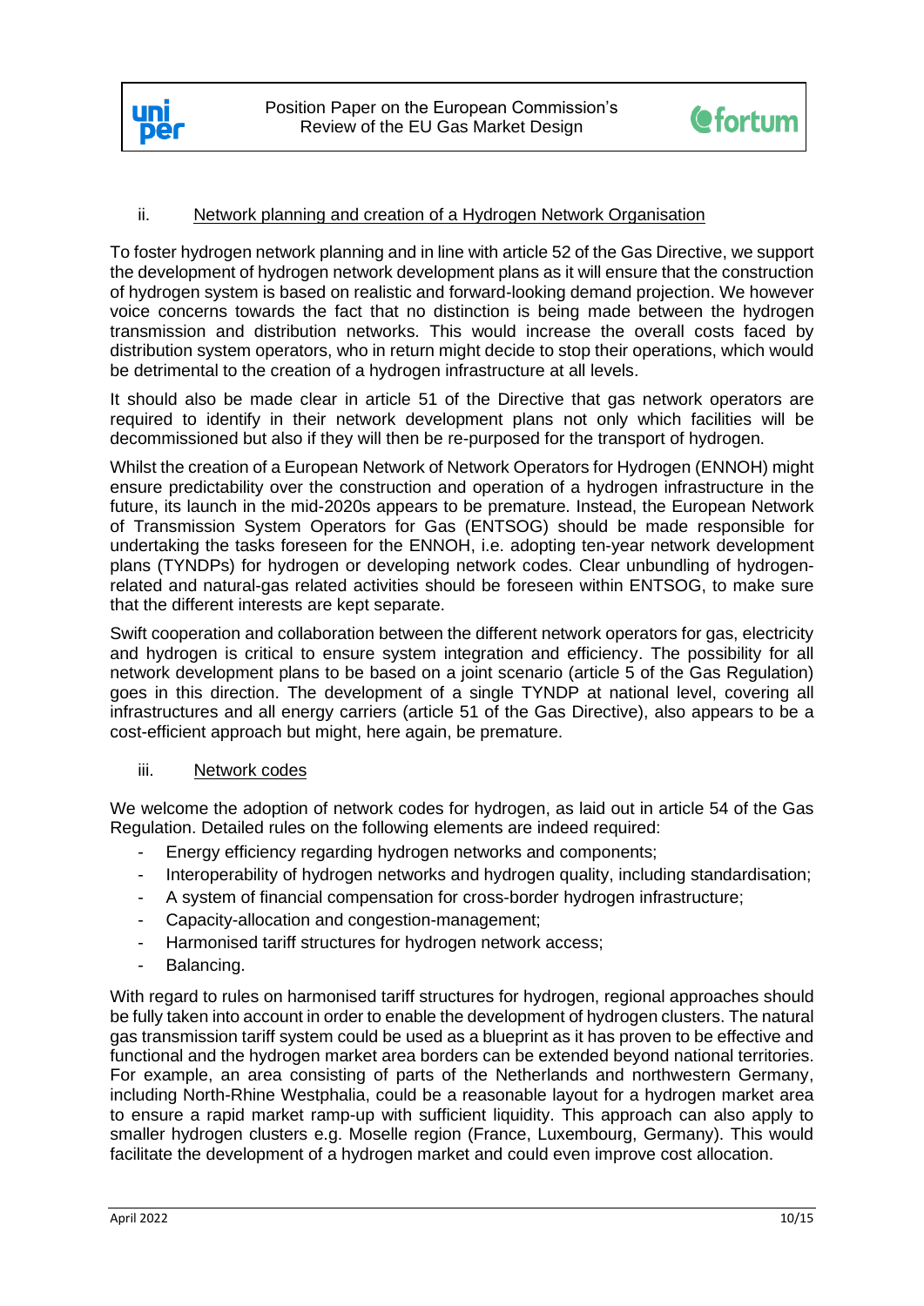### ii. Network planning and creation of a Hydrogen Network Organisation

To foster hydrogen network planning and in line with article 52 of the Gas Directive, we support the development of hydrogen network development plans as it will ensure that the construction of hydrogen system is based on realistic and forward-looking demand projection. We however voice concerns towards the fact that no distinction is being made between the hydrogen transmission and distribution networks. This would increase the overall costs faced by distribution system operators, who in return might decide to stop their operations, which would be detrimental to the creation of a hydrogen infrastructure at all levels.

It should also be made clear in article 51 of the Directive that gas network operators are required to identify in their network development plans not only which facilities will be decommissioned but also if they will then be re-purposed for the transport of hydrogen.

Whilst the creation of a European Network of Network Operators for Hydrogen (ENNOH) might ensure predictability over the construction and operation of a hydrogen infrastructure in the future, its launch in the mid-2020s appears to be premature. Instead, the European Network of Transmission System Operators for Gas (ENTSOG) should be made responsible for undertaking the tasks foreseen for the ENNOH, i.e. adopting ten-year network development plans (TYNDPs) for hydrogen or developing network codes. Clear unbundling of hydrogen-related and natural-gas related activities should be foreseen within ENTSOG, to make sure that the different interests are kept separate.

Swift cooperation and collaboration between the different network operators for gas, electricity and hydrogen is critical to ensure system integration and efficiency. The possibility for all network development plans to be based on a joint scenario (article 5 of the Gas Regulation) goes in this direction. The development of a single TYNDP at national level, covering all infrastructures and all energy carriers (article 51 of the Gas Directive), also appears to be a cost-efficient approach but might, here again, be premature.

### iii. Network codes

We welcome the adoption of network codes for hydrogen, as laid out in article 54 of the Gas Regulation. Detailed rules on the following elements are indeed required:

- Energy efficiency regarding hydrogen networks and components;
- Interoperability of hydrogen networks and hydrogen quality, including standardisation;
- A system of financial compensation for cross-border hydrogen infrastructure;
- Capacity-allocation and congestion-management;
- Harmonised tariff structures for hydrogen network access;
- Balancing.

With regard to rules on harmonised tariff structures for hydrogen, regional approaches should be fully taken into account in order to enable the development of hydrogen clusters. The natural gas transmission tariff system could be used as a blueprint as it has proven to be effective and functional and the hydrogen market area borders can be extended beyond national territories. For example, an area consisting of parts of the Netherlands and northwestern Germany, including North-Rhine Westphalia, could be a reasonable layout for a hydrogen market area to ensure a rapid market ramp-up with sufficient liquidity. This approach can also apply to smaller hydrogen clusters e.g. Moselle region (France, Luxembourg, Germany). This would facilitate the development of a hydrogen market and could even improve cost allocation.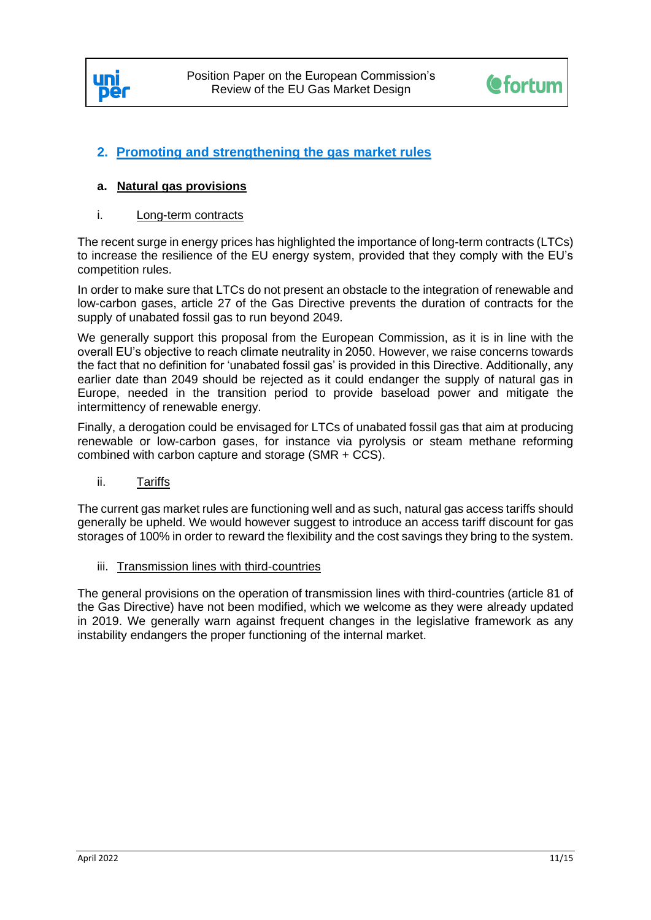## 2. Promoting and strengthening the gas market rules

### a. Natural gas provisions

#### i. Long-term contracts

The recent surge in energy prices has highlighted the importance of long-term contracts (LTCs) to increase the resilience of the EU energy system, provided that they comply with the EU's competition rules.

In order to make sure that LTCs do not present an obstacle to the integration of renewable and low-carbon gases, article 27 of the Gas Directive prevents the duration of contracts for the supply of unabated fossil gas to run beyond 2049.

We generally support this proposal from the European Commission, as it is in line with the overall EU's objective to reach climate neutrality in 2050. However, we raise concerns towards the fact that no definition for 'unabated fossil gas' is provided in this Directive. Additionally, any earlier date than 2049 should be rejected as it could endanger the supply of natural gas in Europe, needed in the transition period to provide baseload power and mitigate the intermittency of renewable energy.

Finally, a derogation could be envisaged for LTCs of unabated fossil gas that aim at producing renewable or low-carbon gases, for instance via pyrolysis or steam methane reforming combined with carbon capture and storage (SMR + CCS).

#### ii. Tariffs

The current gas market rules are functioning well and as such, natural gas access tariffs should generally be upheld. We would however suggest to introduce an access tariff discount for gas storages of 100% in order to reward the flexibility and the cost savings they bring to the system.

#### iii. Transmission lines with third-countries

The general provisions on the operation of transmission lines with third-countries (article 81 of the Gas Directive) have not been modified, which we welcome as they were already updated in 2019. We generally warn against frequent changes in the legislative framework as any instability endangers the proper functioning of the internal market.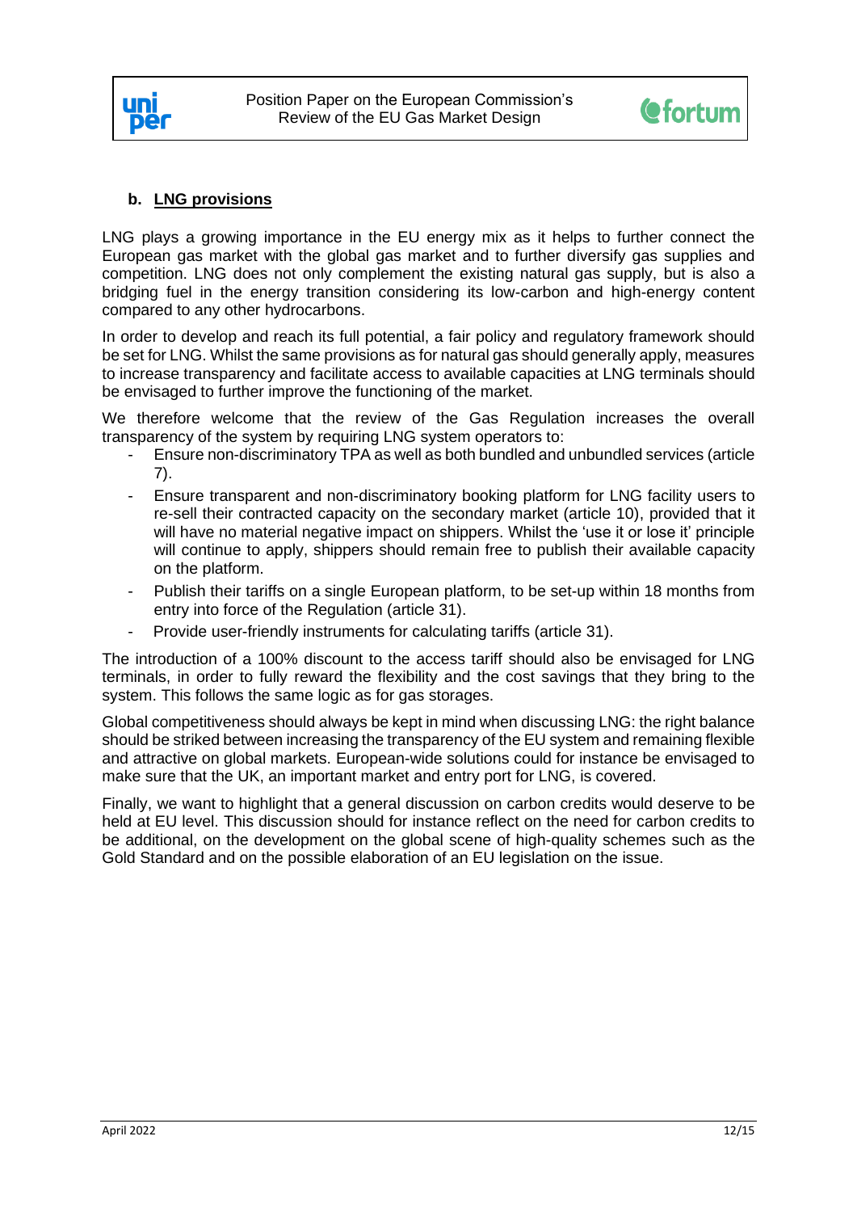## b. LNG provisions

LNG plays a growing importance in the EU energy mix as it helps to further connect the European gas market with the global gas market and to further diversify gas supplies and competition. LNG does not only complement the existing natural gas supply, but is also a bridging fuel in the energy transition considering its low-carbon and high-energy content compared to any other hydrocarbons.

In order to develop and reach its full potential, a fair policy and regulatory framework should be set for LNG. Whilst the same provisions as for natural gas should generally apply, measures to increase transparency and facilitate access to available capacities at LNG terminals should be envisaged to further improve the functioning of the market.

We therefore welcome that the review of the Gas Regulation increases the overall transparency of the system by requiring LNG system operators to:

- Ensure non-discriminatory TPA as well as both bundled and unbundled services (article 7).
- Ensure transparent and non-discriminatory booking platform for LNG facility users to re-sell their contracted capacity on the secondary market (article 10), provided that it will have no material negative impact on shippers. Whilst the 'use it or lose it' principle will continue to apply, shippers should remain free to publish their available capacity on the platform.
- Publish their tariffs on a single European platform, to be set-up within 18 months from entry into force of the Regulation (article 31).
- Provide user-friendly instruments for calculating tariffs (article 31).

The introduction of a 100% discount to the access tariff should also be envisaged for LNG terminals, in order to fully reward the flexibility and the cost savings that they bring to the system. This follows the same logic as for gas storages.

Global competitiveness should always be kept in mind when discussing LNG: the right balance should be striked between increasing the transparency of the EU system and remaining flexible and attractive on global markets. European-wide solutions could for instance be envisaged to make sure that the UK, an important market and entry port for LNG, is covered.

Finally, we want to highlight that a general discussion on carbon credits would deserve to be held at EU level. This discussion should for instance reflect on the need for carbon credits to be additional, on the development on the global scene of high-quality schemes such as the Gold Standard and on the possible elaboration of an EU legislation on the issue.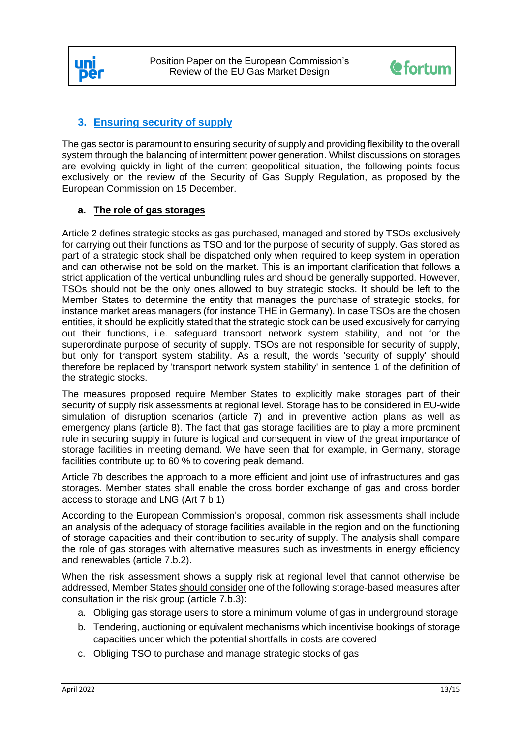## 3. Ensuring security of supply

The gas sector is paramount to ensuring security of supply and providing flexibility to the overall system through the balancing of intermittent power generation. Whilst discussions on storages are evolving quickly in light of the current geopolitical situation, the following points focus exclusively on the review of the Security of Gas Supply Regulation, as proposed by the European Commission on 15 December.

### a. The role of gas storages

Article 2 defines strategic stocks as gas purchased, managed and stored by TSOs exclusively for carrying out their functions as TSO and for the purpose of security of supply. Gas stored as part of a strategic stock shall be dispatched only when required to keep system in operation and can otherwise not be sold on the market. This is an important clarification that follows a strict application of the vertical unbundling rules and should be generally supported. However, TSOs should not be the only ones allowed to buy strategic stocks. It should be left to the Member States to determine the entity that manages the purchase of strategic stocks, for instance market areas managers (for instance THE in Germany). In case TSOs are the chosen entities, it should be explicitly stated that the strategic stock can be used excusively for carrying out their functions, i.e. safeguard transport network system stability, and not for the superordinate purpose of security of supply. TSOs are not responsible for security of supply, but only for transport system stability. As a result, the words 'security of supply' should therefore be replaced by 'transport network system stability' in sentence 1 of the definition of the strategic stocks.

The measures proposed require Member States to explicitly make storages part of their security of supply risk assessments at regional level. Storage has to be considered in EU-wide simulation of disruption scenarios (article 7) and in preventive action plans as well as emergency plans (article 8). The fact that gas storage facilities are to play a more prominent role in securing supply in future is logical and consequent in view of the great importance of storage facilities in meeting demand. We have seen that for example, in Germany, storage facilities contribute up to 60 % to covering peak demand.

Article 7b describes the approach to a more efficient and joint use of infrastructures and gas storages. Member states shall enable the cross border exchange of gas and cross border access to storage and LNG (Art 7 b 1)

According to the European Commission's proposal, common risk assessments shall include an analysis of the adequacy of storage facilities available in the region and on the functioning of storage capacities and their contribution to security of supply. The analysis shall compare the role of gas storages with alternative measures such as investments in energy efficiency and renewables (article 7.b.2).

When the risk assessment shows a supply risk at regional level that cannot otherwise be addressed, Member States should consider one of the following storage-based measures after consultation in the risk group (article 7.b.3):

a. Obliging gas storage users to store a minimum volume of gas in underground storage
b. Tendering, auctioning or equivalent mechanisms which incentivise bookings of storage capacities under which the potential shortfalls in costs are covered
c. Obliging TSO to purchase and manage strategic stocks of gas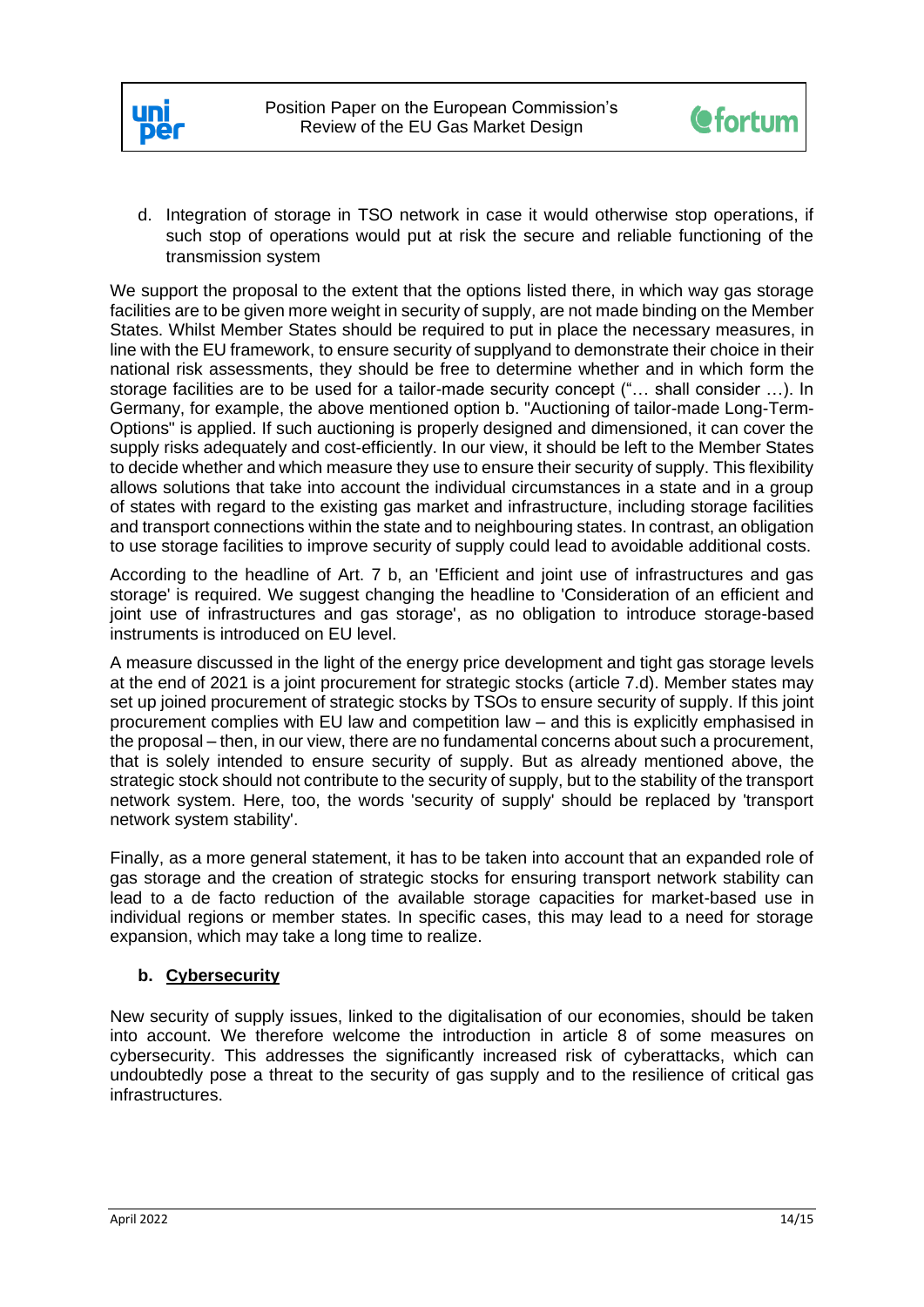d. Integration of storage in TSO network in case it would otherwise stop operations, if such stop of operations would put at risk the secure and reliable functioning of the transmission system

We support the proposal to the extent that the options listed there, in which way gas storage facilities are to be given more weight in security of supply, are not made binding on the Member States. Whilst Member States should be required to put in place the necessary measures, in line with the EU framework, to ensure security of supplyand to demonstrate their choice in their national risk assessments, they should be free to determine whether and in which form the storage facilities are to be used for a tailor-made security concept ("… shall consider …). In Germany, for example, the above mentioned option b. "Auctioning of tailor-made Long-Term-Options" is applied. If such auctioning is properly designed and dimensioned, it can cover the supply risks adequately and cost-efficiently. In our view, it should be left to the Member States to decide whether and which measure they use to ensure their security of supply. This flexibility allows solutions that take into account the individual circumstances in a state and in a group of states with regard to the existing gas market and infrastructure, including storage facilities and transport connections within the state and to neighbouring states. In contrast, an obligation to use storage facilities to improve security of supply could lead to avoidable additional costs.

According to the headline of Art. 7 b, an 'Efficient and joint use of infrastructures and gas storage' is required. We suggest changing the headline to 'Consideration of an efficient and joint use of infrastructures and gas storage', as no obligation to introduce storage-based instruments is introduced on EU level.

A measure discussed in the light of the energy price development and tight gas storage levels at the end of 2021 is a joint procurement for strategic stocks (article 7.d). Member states may set up joined procurement of strategic stocks by TSOs to ensure security of supply. If this joint procurement complies with EU law and competition law – and this is explicitly emphasised in the proposal – then, in our view, there are no fundamental concerns about such a procurement, that is solely intended to ensure security of supply. But as already mentioned above, the strategic stock should not contribute to the security of supply, but to the stability of the transport network system. Here, too, the words 'security of supply' should be replaced by 'transport network system stability'.

Finally, as a more general statement, it has to be taken into account that an expanded role of gas storage and the creation of strategic stocks for ensuring transport network stability can lead to a de facto reduction of the available storage capacities for market-based use in individual regions or member states. In specific cases, this may lead to a need for storage expansion, which may take a long time to realize.

### b. Cybersecurity

New security of supply issues, linked to the digitalisation of our economies, should be taken into account. We therefore welcome the introduction in article 8 of some measures on cybersecurity. This addresses the significantly increased risk of cyberattacks, which can undoubtedly pose a threat to the security of gas supply and to the resilience of critical gas infrastructures.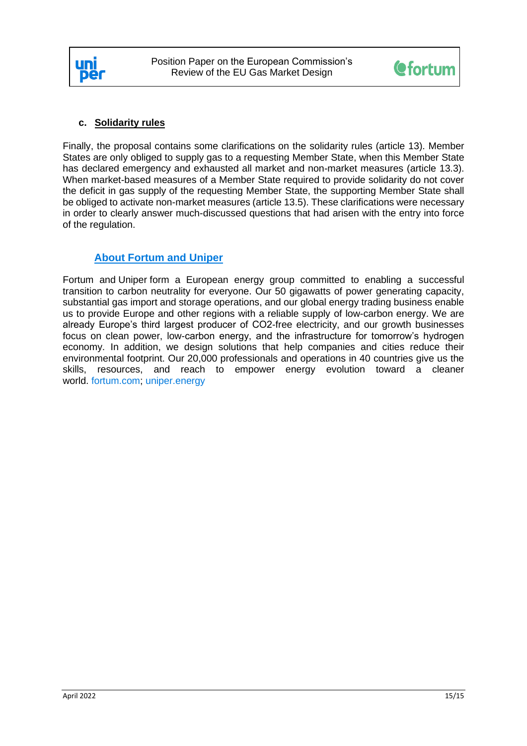### c. Solidarity rules

Finally, the proposal contains some clarifications on the solidarity rules (article 13). Member States are only obliged to supply gas to a requesting Member State, when this Member State has declared emergency and exhausted all market and non-market measures (article 13.3). When market-based measures of a Member State required to provide solidarity do not cover the deficit in gas supply of the requesting Member State, the supporting Member State shall be obliged to activate non-market measures (article 13.5). These clarifications were necessary in order to clearly answer much-discussed questions that had arisen with the entry into force of the regulation.

## About Fortum and Uniper

Fortum and Uniper form a European energy group committed to enabling a successful transition to carbon neutrality for everyone. Our 50 gigawatts of power generating capacity, substantial gas import and storage operations, and our global energy trading business enable us to provide Europe and other regions with a reliable supply of low-carbon energy. We are already Europe's third largest producer of $CO_2$-free electricity, and our growth businesses focus on clean power, low-carbon energy, and the infrastructure for tomorrow's hydrogen economy. In addition, we design solutions that help companies and cities reduce their environmental footprint. Our 20,000 professionals and operations in 40 countries give us the skills, resources, and reach to empower energy evolution toward a cleaner world. fortum.com; uniper.energy